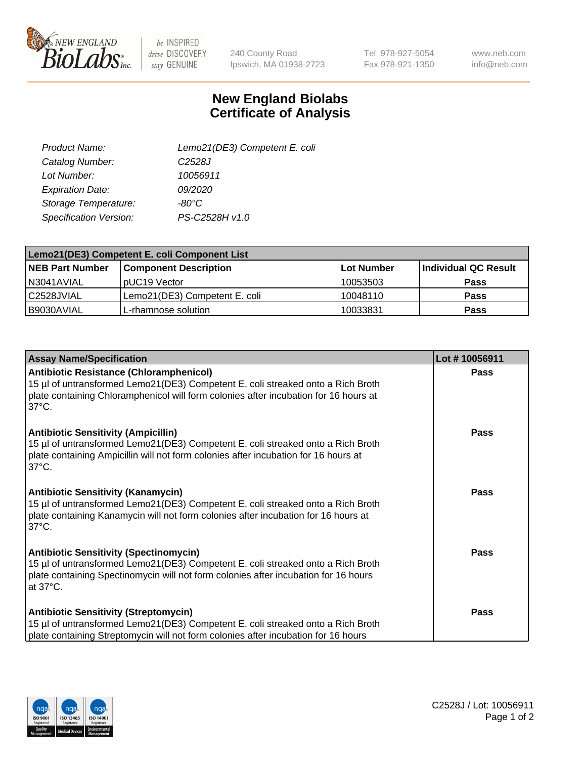# New England Biolabs
# Certificate of Analysis

| | |
|---|---|
| *Product Name:* | *Lemo21(DE3) Competent E. coli* |
| *Catalog Number:* | *C2528J* |
| *Lot Number:* | *10056911* |
| *Expiration Date:* | *09/2020* |
| *Storage Temperature:* | *-80°C* |
| *Specification Version:* | *PS-C2528H v1.0* |

| Lemo21(DE3) Competent E. coli Component List | | | |
|---|---|---|---|
| **NEB Part Number** | **Component Description** | **Lot Number** | **Individual QC Result** |
| N3041AVIAL | pUC19 Vector | 10053503 | **Pass** |
| C2528JVIAL | Lemo21(DE3) Competent E. coli | 10048110 | **Pass** |
| B9030AVIAL | L-rhamnose solution | 10033831 | **Pass** |

| Assay Name/Specification | Lot # 10056911 |
|---|---|
| **Antibiotic Resistance (Chloramphenicol)**<br>15 µl of untransformed Lemo21(DE3) Competent E. coli streaked onto a Rich Broth plate containing Chloramphenicol will form colonies after incubation for 16 hours at 37°C. | **Pass** |
| **Antibiotic Sensitivity (Ampicillin)**<br>15 µl of untransformed Lemo21(DE3) Competent E. coli streaked onto a Rich Broth plate containing Ampicillin will not form colonies after incubation for 16 hours at 37°C. | **Pass** |
| **Antibiotic Sensitivity (Kanamycin)**<br>15 µl of untransformed Lemo21(DE3) Competent E. coli streaked onto a Rich Broth plate containing Kanamycin will not form colonies after incubation for 16 hours at 37°C. | **Pass** |
| **Antibiotic Sensitivity (Spectinomycin)**<br>15 µl of untransformed Lemo21(DE3) Competent E. coli streaked onto a Rich Broth plate containing Spectinomycin will not form colonies after incubation for 16 hours at 37°C. | **Pass** |
| **Antibiotic Sensitivity (Streptomycin)**<br>15 µl of untransformed Lemo21(DE3) Competent E. coli streaked onto a Rich Broth plate containing Streptomycin will not form colonies after incubation for 16 hours | **Pass** |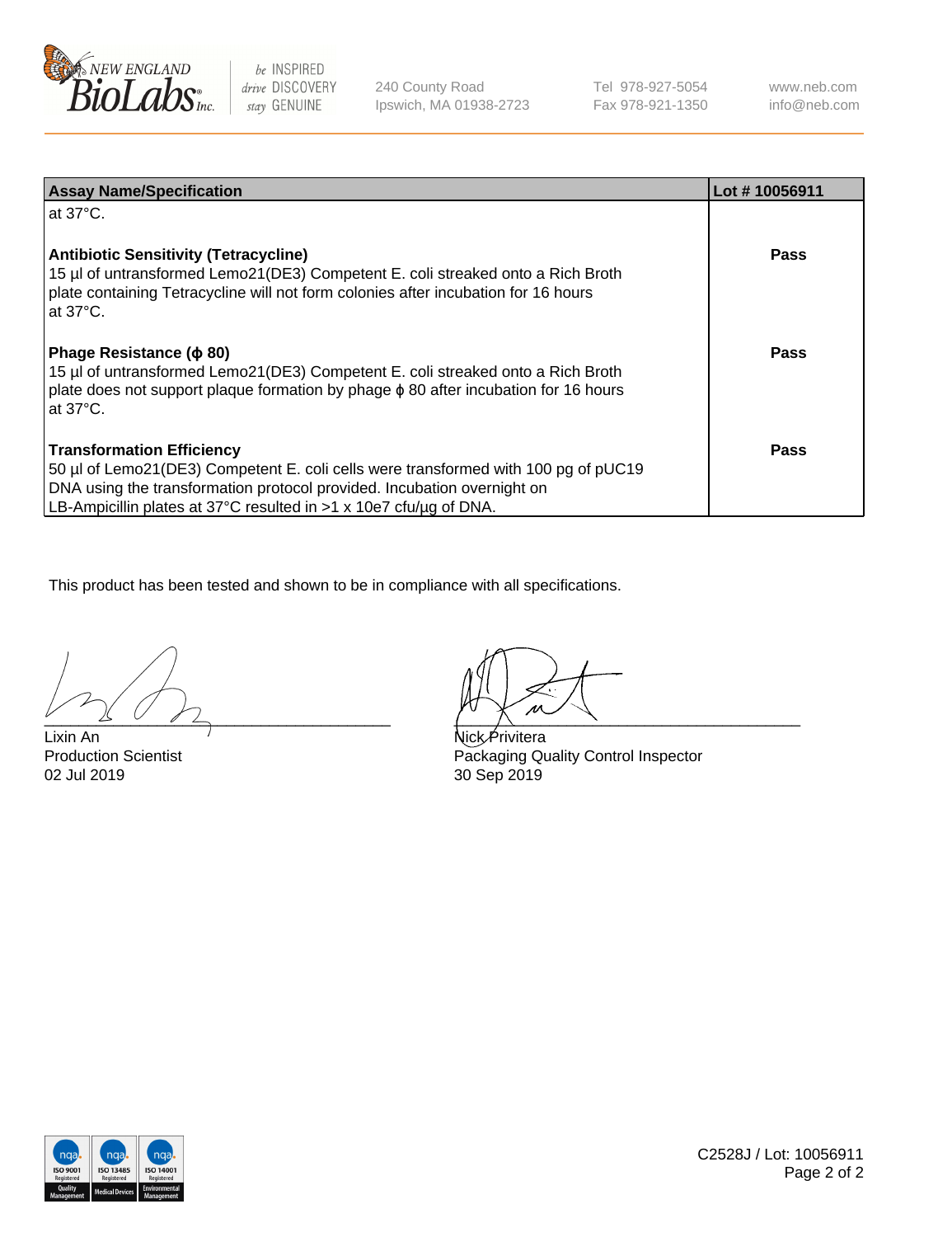| Assay Name/Specification | Lot # 10056911 |
| --- | --- |
| at 37°C. | |
| **Antibiotic Sensitivity (Tetracycline)**<br>15 µl of untransformed Lemo21(DE3) Competent E. coli streaked onto a Rich Broth plate containing Tetracycline will not form colonies after incubation for 16 hours at 37°C. | **Pass** |
| **Phage Resistance (ϕ 80)**<br>15 µl of untransformed Lemo21(DE3) Competent E. coli streaked onto a Rich Broth plate does not support plaque formation by phage ϕ 80 after incubation for 16 hours at 37°C. | **Pass** |
| **Transformation Efficiency**<br>50 µl of Lemo21(DE3) Competent E. coli cells were transformed with 100 pg of pUC19 DNA using the transformation protocol provided. Incubation overnight on LB-Ampicillin plates at 37°C resulted in >1 x 10e7 cfu/µg of DNA. | **Pass** |

This product has been tested and shown to be in compliance with all specifications.

Lixin An
Production Scientist
02 Jul 2019

Nick Privitera
Packaging Quality Control Inspector
30 Sep 2019

C2528J / Lot: 10056911